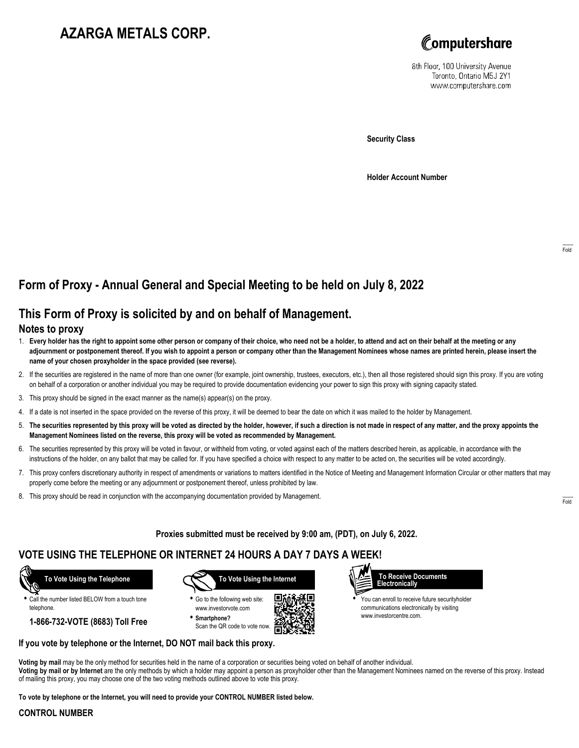# AZARGA METALS CORP.

Computershare

8th Floor, 100 University Avenue
Toronto, Ontario M5J 2Y1
www.computershare.com

**Security Class**

**Holder Account Number**

Fold

## Form of Proxy - Annual General and Special Meeting to be held on July 8, 2022

## This Form of Proxy is solicited by and on behalf of Management.

### Notes to proxy

1. **Every holder has the right to appoint some other person or company of their choice, who need not be a holder, to attend and act on their behalf at the meeting or any adjournment or postponement thereof. If you wish to appoint a person or company other than the Management Nominees whose names are printed herein, please insert the name of your chosen proxyholder in the space provided (see reverse).**
2. If the securities are registered in the name of more than one owner (for example, joint ownership, trustees, executors, etc.), then all those registered should sign this proxy. If you are voting on behalf of a corporation or another individual you may be required to provide documentation evidencing your power to sign this proxy with signing capacity stated.
3. This proxy should be signed in the exact manner as the name(s) appear(s) on the proxy.
4. If a date is not inserted in the space provided on the reverse of this proxy, it will be deemed to bear the date on which it was mailed to the holder by Management.
5. **The securities represented by this proxy will be voted as directed by the holder, however, if such a direction is not made in respect of any matter, and the proxy appoints the Management Nominees listed on the reverse, this proxy will be voted as recommended by Management.**
6. The securities represented by this proxy will be voted in favour, or withheld from voting, or voted against each of the matters described herein, as applicable, in accordance with the instructions of the holder, on any ballot that may be called for. If you have specified a choice with respect to any matter to be acted on, the securities will be voted accordingly.
7. This proxy confers discretionary authority in respect of amendments or variations to matters identified in the Notice of Meeting and Management Information Circular or other matters that may properly come before the meeting or any adjournment or postponement thereof, unless prohibited by law.
8. This proxy should be read in conjunction with the accompanying documentation provided by Management.

Fold

**Proxies submitted must be received by 9:00 am, (PDT), on July 6, 2022.**

## VOTE USING THE TELEPHONE OR INTERNET 24 HOURS A DAY 7 DAYS A WEEK!

**To Vote Using the Telephone**

- Call the number listed BELOW from a touch tone telephone.

**1-866-732-VOTE (8683) Toll Free**

**To Vote Using the Internet**

- Go to the following web site: www.investorvote.com
- **Smartphone?** Scan the QR code to vote now.

**To Receive Documents Electronically**

- You can enroll to receive future securityholder communications electronically by visiting www.investorcentre.com.

**If you vote by telephone or the Internet, DO NOT mail back this proxy.**

**Voting by mail** may be the only method for securities held in the name of a corporation or securities being voted on behalf of another individual.
**Voting by mail or by Internet** are the only methods by which a holder may appoint a person as proxyholder other than the Management Nominees named on the reverse of this proxy. Instead of mailing this proxy, you may choose one of the two voting methods outlined above to vote this proxy.

**To vote by telephone or the Internet, you will need to provide your CONTROL NUMBER listed below.**

**CONTROL NUMBER**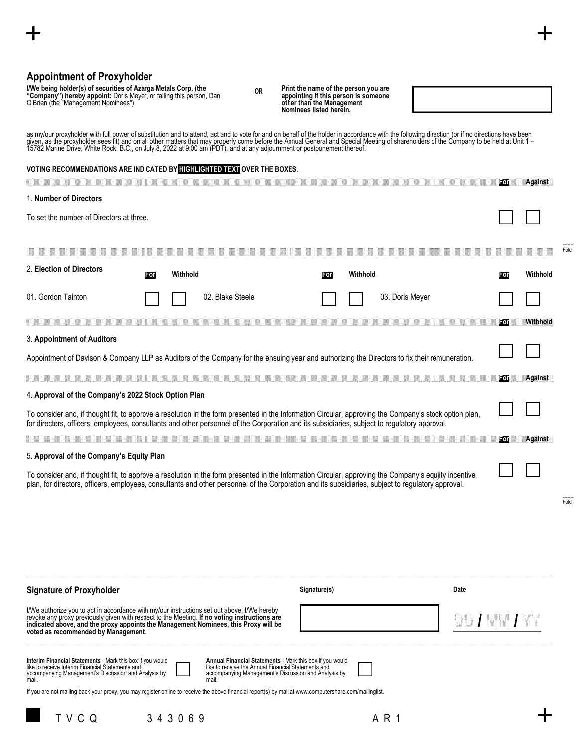## Appointment of Proxyholder

**I/We being holder(s) of securities of Azarga Metals Corp. (the "Company") hereby appoint:** Doris Meyer, or failing this person, Dan O'Brien (the "Management Nominees")

**OR**

**Print the name of the person you are appointing if this person is someone other than the Management Nominees listed herein.**

as my/our proxyholder with full power of substitution and to attend, act and to vote for and on behalf of the holder in accordance with the following direction (or if no directions have been given, as the proxyholder sees fit) and on all other matters that may properly come before the Annual General and Special Meeting of shareholders of the Company to be held at Unit 1 – 15782 Marine Drive, White Rock, B.C., on July 8, 2022 at 9:00 am (PDT), and at any adjournment or postponement thereof.

**VOTING RECOMMENDATIONS ARE INDICATED BY HIGHLIGHTED TEXT OVER THE BOXES.**

| | For | Against |
|---|---|---|
| 1. **Number of Directors**<br>To set the number of Directors at three. | ☐ | ☐ |

2. **Election of Directors**

| | For | Withhold | | For | Withhold | | For | Withhold |
|---|---|---|---|---|---|---|---|---|
| 01. Gordon Tainton | ☐ | ☐ | 02. Blake Steele | ☐ | ☐ | 03. Doris Meyer | ☐ | ☐ |

| | For | Withhold |
|---|---|---|
| 3. **Appointment of Auditors**<br>Appointment of Davison & Company LLP as Auditors of the Company for the ensuing year and authorizing the Directors to fix their remuneration. | ☐ | ☐ |

| | For | Against |
|---|---|---|
| 4. **Approval of the Company's 2022 Stock Option Plan**<br>To consider and, if thought fit, to approve a resolution in the form presented in the Information Circular, approving the Company's stock option plan, for directors, officers, employees, consultants and other personnel of the Corporation and its subsidiaries, subject to regulatory approval. | ☐ | ☐ |

| | For | Against |
|---|---|---|
| 5. **Approval of the Company's Equity Plan**<br>To consider and, if thought fit, to approve a resolution in the form presented in the Information Circular, approving the Company's equjity incentive plan, for directors, officers, employees, consultants and other personnel of the Corporation and its subsidiaries, subject to regulatory approval. | ☐ | ☐ |

Fold

Fold

### Signature of Proxyholder

I/We authorize you to act in accordance with my/our instructions set out above. I/We hereby revoke any proxy previously given with respect to the Meeting. **If no voting instructions are indicated above, and the proxy appoints the Management Nominees, this Proxy will be voted as recommended by Management.**

**Signature(s)**

**Date**

DD / MM / YY

**Interim Financial Statements** - Mark this box if you would like to receive Interim Financial Statements and accompanying Management's Discussion and Analysis by mail. ☐

**Annual Financial Statements** - Mark this box if you would like to receive the Annual Financial Statements and accompanying Management's Discussion and Analysis by mail. ☐

If you are not mailing back your proxy, you may register online to receive the above financial report(s) by mail at www.computershare.com/mailinglist.

T V C Q 3 4 3 0 6 9 A R 1